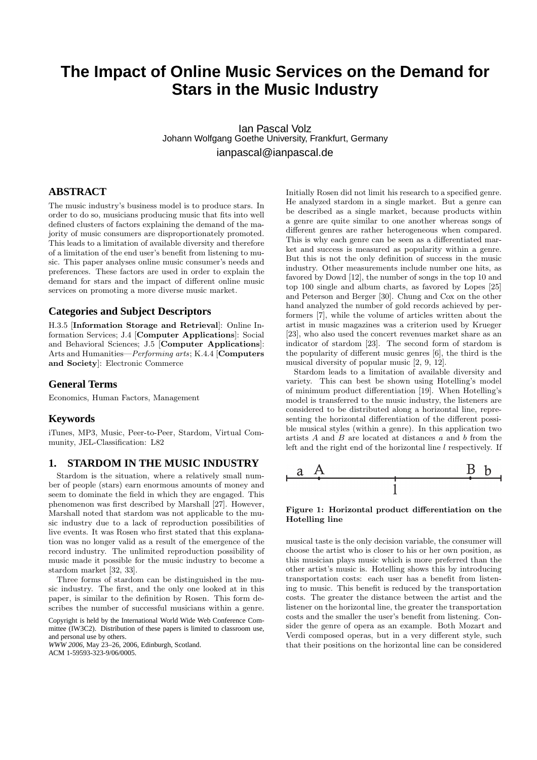# The Impact of Online Music Services on the Demand for Stars in the Music Industry

Ian Pascal Volz
Johann Wolfgang Goethe University, Frankfurt, Germany
ianpascal@ianpascal.de

## ABSTRACT

The music industry's business model is to produce stars. In order to do so, musicians producing music that fits into well defined clusters of factors explaining the demand of the majority of music consumers are disproportionately promoted. This leads to a limitation of available diversity and therefore of a limitation of the end user's benefit from listening to music. This paper analyses online music consumer's needs and preferences. These factors are used in order to explain the demand for stars and the impact of different online music services on promoting a more diverse music market.

### Categories and Subject Descriptors

H.3.5 [**Information Storage and Retrieval**]: Online Information Services; J.4 [**Computer Applications**]: Social and Behavioral Sciences; J.5 [**Computer Applications**]: Arts and Humanities—*Performing arts*; K.4.4 [**Computers and Society**]: Electronic Commerce

### General Terms

Economics, Human Factors, Management

### Keywords

iTunes, MP3, Music, Peer-to-Peer, Stardom, Virtual Community, JEL-Classification: L82

## 1. STARDOM IN THE MUSIC INDUSTRY

Stardom is the situation, where a relatively small number of people (stars) earn enormous amounts of money and seem to dominate the field in which they are engaged. This phenomenon was first described by Marshall [27]. However, Marshall noted that stardom was not applicable to the music industry due to a lack of reproduction possibilities of live events. It was Rosen who first stated that this explanation was no longer valid as a result of the emergence of the record industry. The unlimited reproduction possibility of music made it possible for the music industry to become a stardom market [32, 33].

Three forms of stardom can be distinguished in the music industry. The first, and the only one looked at in this paper, is similar to the definition by Rosen. This form describes the number of successful musicians within a genre. Initially Rosen did not limit his research to a specified genre. He analyzed stardom in a single market. But a genre can be described as a single market, because products within a genre are quite similar to one another whereas songs of different genres are rather heterogeneous when compared. This is why each genre can be seen as a differentiated market and success is measured as popularity within a genre. But this is not the only definition of success in the music industry. Other measurements include number one hits, as favored by Dowd [12], the number of songs in the top 10 and top 100 single and album charts, as favored by Lopes [25] and Peterson and Berger [30]. Chung and Cox on the other hand analyzed the number of gold records achieved by performers [7], while the volume of articles written about the artist in music magazines was a criterion used by Krueger [23], who also used the concert revenues market share as an indicator of stardom [23]. The second form of stardom is the popularity of different music genres [6], the third is the musical diversity of popular music [2, 9, 12].

Stardom leads to a limitation of available diversity and variety. This can best be shown using Hotelling's model of minimum product differentiation [19]. When Hotelling's model is transferred to the music industry, the listeners are considered to be distributed along a horizontal line, representing the horizontal differentiation of the different possible musical styles (within a genre). In this application two artists $A$ and $B$ are located at distances $a$ and $b$ from the left and the right end of the horizontal line $l$ respectively. If

**Figure 1: Horizontal product differentiation on the Hotelling line**

musical taste is the only decision variable, the consumer will choose the artist who is closer to his or her own position, as this musician plays music which is more preferred than the other artist's music is. Hotelling shows this by introducing transportation costs: each user has a benefit from listening to music. This benefit is reduced by the transportation costs. The greater the distance between the artist and the listener on the horizontal line, the greater the transportation costs and the smaller the user's benefit from listening. Consider the genre of opera as an example. Both Mozart and Verdi composed operas, but in a very different style, such that their positions on the horizontal line can be considered

Copyright is held by the International World Wide Web Conference Committee (IW3C2). Distribution of these papers is limited to classroom use, and personal use by others.
*WWW 2006*, May 23–26, 2006, Edinburgh, Scotland.
ACM 1-59593-323-9/06/0005.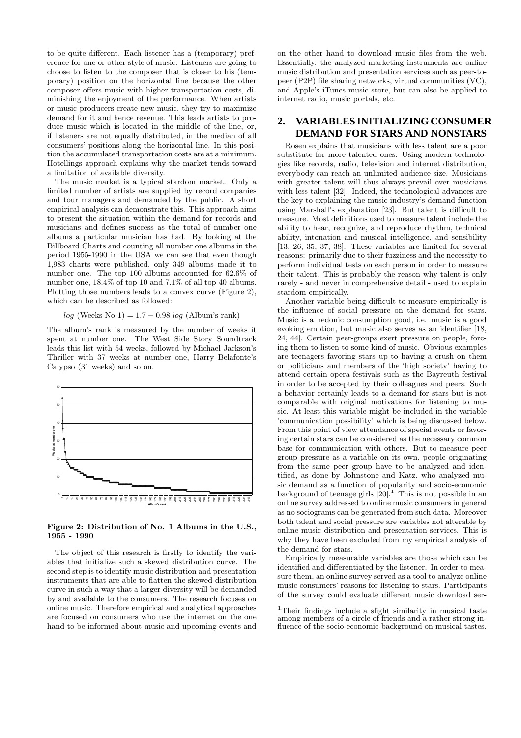to be quite different. Each listener has a (temporary) preference for one or other style of music. Listeners are going to choose to listen to the composer that is closer to his (temporary) position on the horizontal line because the other composer offers music with higher transportation costs, diminishing the enjoyment of the performance. When artists or music producers create new music, they try to maximize demand for it and hence revenue. This leads artists to produce music which is located in the middle of the line, or, if listeners are not equally distributed, in the median of all consumers' positions along the horizontal line. In this position the accumulated transportation costs are at a minimum. Hotellings approach explains why the market tends toward a limitation of available diversity.

The music market is a typical stardom market. Only a limited number of artists are supplied by record companies and tour managers and demanded by the public. A short empirical analysis can demonstrate this. This approach aims to present the situation within the demand for records and musicians and defines success as the total of number one albums a particular musician has had. By looking at the Billboard Charts and counting all number one albums in the period 1955-1990 in the USA we can see that even though 1,983 charts were published, only 349 albums made it to number one. The top 100 albums accounted for 62.6% of number one, 18.4% of top 10 and 7.1% of all top 40 albums. Plotting those numbers leads to a convex curve (Figure 2), which can be described as followed:

$$log\ (\text{Weeks No 1}) = 1.7 - 0.98\ log\ (\text{Album's rank})$$

The album's rank is measured by the number of weeks it spent at number one. The West Side Story Soundtrack leads this list with 54 weeks, followed by Michael Jackson's Thriller with 37 weeks at number one, Harry Belafonte's Calypso (31 weeks) and so on.

**Figure 2: Distribution of No. 1 Albums in the U.S., 1955 - 1990**

The object of this research is firstly to identify the variables that initialize such a skewed distribution curve. The second step is to identify music distribution and presentation instruments that are able to flatten the skewed distribution curve in such a way that a larger diversity will be demanded by and available to the consumers. The research focuses on online music. Therefore empirical and analytical approaches are focused on consumers who use the internet on the one hand to be informed about music and upcoming events and on the other hand to download music files from the web. Essentially, the analyzed marketing instruments are online music distribution and presentation services such as peer-to-peer (P2P) file sharing networks, virtual communities (VC), and Apple's iTunes music store, but can also be applied to internet radio, music portals, etc.

## 2. VARIABLES INITIALIZING CONSUMER DEMAND FOR STARS AND NONSTARS

Rosen explains that musicians with less talent are a poor substitute for more talented ones. Using modern technologies like records, radio, television and internet distribution, everybody can reach an unlimited audience size. Musicians with greater talent will thus always prevail over musicians with less talent [32]. Indeed, the technological advances are the key to explaining the music industry's demand function using Marshall's explanation [23]. But talent is difficult to measure. Most definitions used to measure talent include the ability to hear, recognize, and reproduce rhythm, technical ability, intonation and musical intelligence, and sensibility [13, 26, 35, 37, 38]. These variables are limited for several reasons: primarily due to their fuzziness and the necessity to perform individual tests on each person in order to measure their talent. This is probably the reason why talent is only rarely - and never in comprehensive detail - used to explain stardom empirically.

Another variable being difficult to measure empirically is the influence of social pressure on the demand for stars. Music is a hedonic consumption good, i.e. music is a good evoking emotion, but music also serves as an identifier [18, 24, 44]. Certain peer-groups exert pressure on people, forcing them to listen to some kind of music. Obvious examples are teenagers favoring stars up to having a crush on them or politicians and members of the 'high society' having to attend certain opera festivals such as the Bayreuth festival in order to be accepted by their colleagues and peers. Such a behavior certainly leads to a demand for stars but is not comparable with original motivations for listening to music. At least this variable might be included in the variable 'communication possibility' which is being discussed below. From this point of view attendance of special events or favoring certain stars can be considered as the necessary common base for communication with others. But to measure peer group pressure as a variable on its own, people originating from the same peer group have to be analyzed and identified, as done by Johnstone and Katz, who analyzed music demand as a function of popularity and socio-economic background of teenage girls [20].[1] This is not possible in an online survey addressed to online music consumers in general as no sociograms can be generated from such data. Moreover both talent and social pressure are variables not alterable by online music distribution and presentation services. This is why they have been excluded from my empirical analysis of the demand for stars.

Empirically measurable variables are those which can be identified and differentiated by the listener. In order to measure them, an online survey served as a tool to analyze online music consumers' reasons for listening to stars. Participants of the survey could evaluate different music download ser-

[1] Their findings include a slight similarity in musical taste among members of a circle of friends and a rather strong influence of the socio-economic background on musical tastes.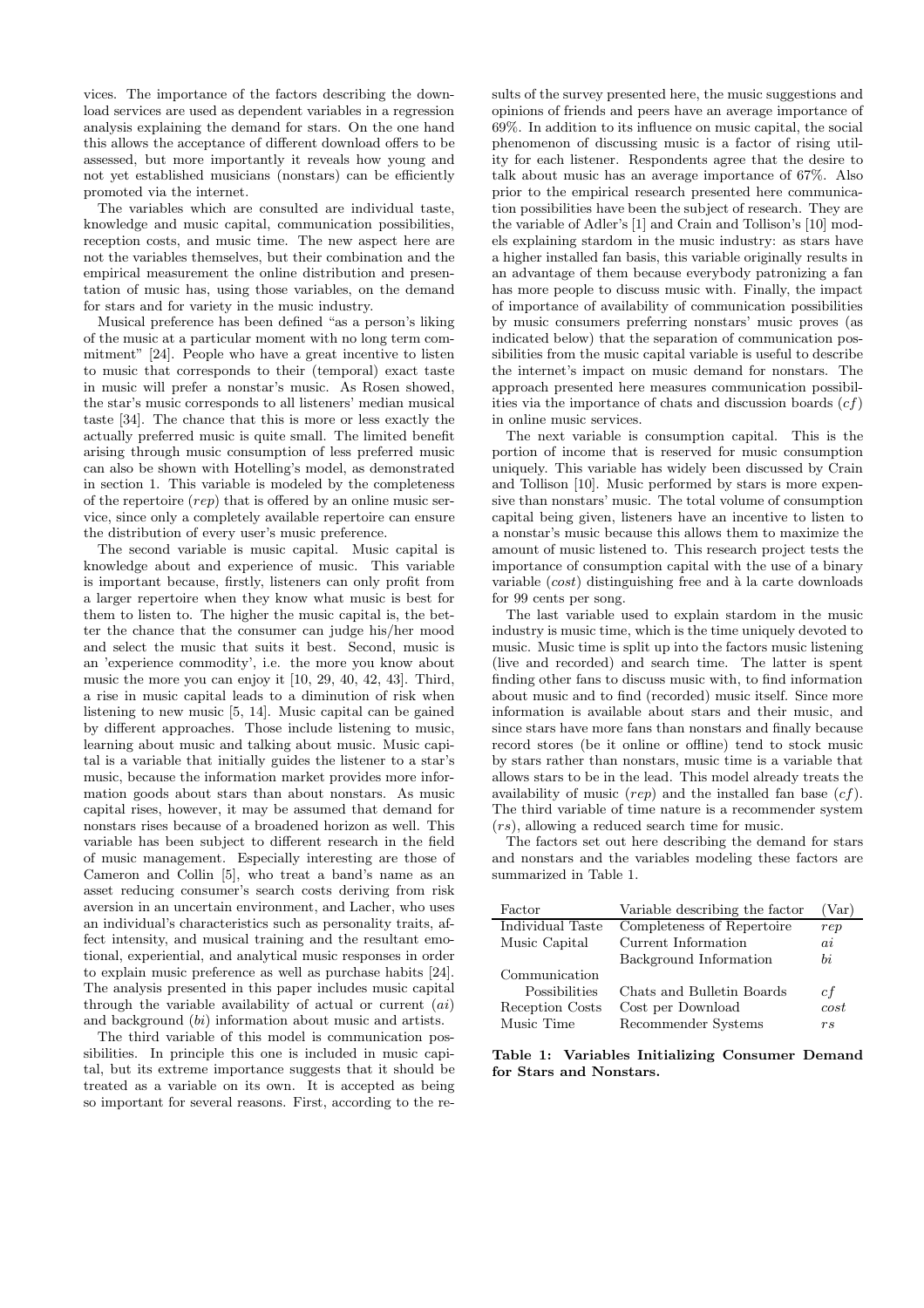vices. The importance of the factors describing the download services are used as dependent variables in a regression analysis explaining the demand for stars. On the one hand this allows the acceptance of different download offers to be assessed, but more importantly it reveals how young and not yet established musicians (nonstars) can be efficiently promoted via the internet.

The variables which are consulted are individual taste, knowledge and music capital, communication possibilities, reception costs, and music time. The new aspect here are not the variables themselves, but their combination and the empirical measurement the online distribution and presentation of music has, using those variables, on the demand for stars and for variety in the music industry.

Musical preference has been defined "as a person's liking of the music at a particular moment with no long term commitment" [24]. People who have a great incentive to listen to music that corresponds to their (temporal) exact taste in music will prefer a nonstar's music. As Rosen showed, the star's music corresponds to all listeners' median musical taste [34]. The chance that this is more or less exactly the actually preferred music is quite small. The limited benefit arising through music consumption of less preferred music can also be shown with Hotelling's model, as demonstrated in section 1. This variable is modeled by the completeness of the repertoire ($rep$) that is offered by an online music service, since only a completely available repertoire can ensure the distribution of every user's music preference.

The second variable is music capital. Music capital is knowledge about and experience of music. This variable is important because, firstly, listeners can only profit from a larger repertoire when they know what music is best for them to listen to. The higher the music capital is, the better the chance that the consumer can judge his/her mood and select the music that suits it best. Second, music is an 'experience commodity', i.e. the more you know about music the more you can enjoy it [10, 29, 40, 42, 43]. Third, a rise in music capital leads to a diminution of risk when listening to new music [5, 14]. Music capital can be gained by different approaches. Those include listening to music, learning about music and talking about music. Music capital is a variable that initially guides the listener to a star's music, because the information market provides more information goods about stars than about nonstars. As music capital rises, however, it may be assumed that demand for nonstars rises because of a broadened horizon as well. This variable has been subject to different research in the field of music management. Especially interesting are those of Cameron and Collin [5], who treat a band's name as an asset reducing consumer's search costs deriving from risk aversion in an uncertain environment, and Lacher, who uses an individual's characteristics such as personality traits, affect intensity, and musical training and the resultant emotional, experiential, and analytical music responses in order to explain music preference as well as purchase habits [24]. The analysis presented in this paper includes music capital through the variable availability of actual or current ($ai$) and background ($bi$) information about music and artists.

The third variable of this model is communication possibilities. In principle this one is included in music capital, but its extreme importance suggests that it should be treated as a variable on its own. It is accepted as being so important for several reasons. First, according to the results of the survey presented here, the music suggestions and opinions of friends and peers have an average importance of 69%. In addition to its influence on music capital, the social phenomenon of discussing music is a factor of rising utility for each listener. Respondents agree that the desire to talk about music has an average importance of 67%. Also prior to the empirical research presented here communication possibilities have been the subject of research. They are the variable of Adler's [1] and Crain and Tollison's [10] models explaining stardom in the music industry: as stars have a higher installed fan basis, this variable originally results in an advantage of them because everybody patronizing a fan has more people to discuss music with. Finally, the impact of importance of availability of communication possibilities by music consumers preferring nonstars' music proves (as indicated below) that the separation of communication possibilities from the music capital variable is useful to describe the internet's impact on music demand for nonstars. The approach presented here measures communication possibilities via the importance of chats and discussion boards ($cf$) in online music services.

The next variable is consumption capital. This is the portion of income that is reserved for music consumption uniquely. This variable has widely been discussed by Crain and Tollison [10]. Music performed by stars is more expensive than nonstars' music. The total volume of consumption capital being given, listeners have an incentive to listen to a nonstar's music because this allows them to maximize the amount of music listened to. This research project tests the importance of consumption capital with the use of a binary variable ($cost$) distinguishing free and à la carte downloads for 99 cents per song.

The last variable used to explain stardom in the music industry is music time, which is the time uniquely devoted to music. Music time is split up into the factors music listening (live and recorded) and search time. The latter is spent finding other fans to discuss music with, to find information about music and to find (recorded) music itself. Since more information is available about stars and their music, and since stars have more fans than nonstars and finally because record stores (be it online or offline) tend to stock music by stars rather than nonstars, music time is a variable that allows stars to be in the lead. This model already treats the availability of music ($rep$) and the installed fan base ($cf$). The third variable of time nature is a recommender system ($rs$), allowing a reduced search time for music.

The factors set out here describing the demand for stars and nonstars and the variables modeling these factors are summarized in Table 1.

| Factor | Variable describing the factor | (Var) |
|---|---|---|
| Individual Taste | Completeness of Repertoire | $rep$ |
| Music Capital | Current Information | $ai$ |
| | Background Information | $bi$ |
| Communication Possibilities | Chats and Bulletin Boards | $cf$ |
| Reception Costs | Cost per Download | $cost$ |
| Music Time | Recommender Systems | $rs$ |

**Table 1: Variables Initializing Consumer Demand for Stars and Nonstars.**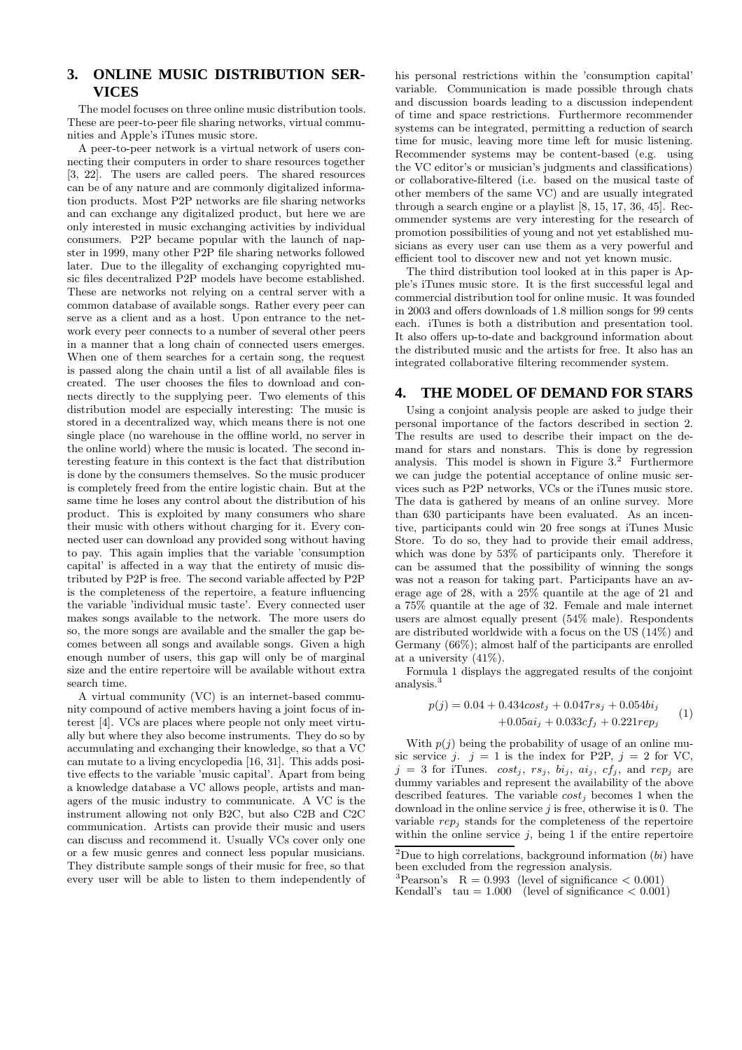## 3. ONLINE MUSIC DISTRIBUTION SERVICES

The model focuses on three online music distribution tools. These are peer-to-peer file sharing networks, virtual communities and Apple's iTunes music store.

A peer-to-peer network is a virtual network of users connecting their computers in order to share resources together [3, 22]. The users are called peers. The shared resources can be of any nature and are commonly digitalized information products. Most P2P networks are file sharing networks and can exchange any digitalized product, but here we are only interested in music exchanging activities by individual consumers. P2P became popular with the launch of napster in 1999, many other P2P file sharing networks followed later. Due to the illegality of exchanging copyrighted music files decentralized P2P models have become established. These are networks not relying on a central server with a common database of available songs. Rather every peer can serve as a client and as a host. Upon entrance to the network every peer connects to a number of several other peers in a manner that a long chain of connected users emerges. When one of them searches for a certain song, the request is passed along the chain until a list of all available files is created. The user chooses the files to download and connects directly to the supplying peer. Two elements of this distribution model are especially interesting: The music is stored in a decentralized way, which means there is not one single place (no warehouse in the offline world, no server in the online world) where the music is located. The second interesting feature in this context is the fact that distribution is done by the consumers themselves. So the music producer is completely freed from the entire logistic chain. But at the same time he loses any control about the distribution of his product. This is exploited by many consumers who share their music with others without charging for it. Every connected user can download any provided song without having to pay. This again implies that the variable 'consumption capital' is affected in a way that the entirety of music distributed by P2P is free. The second variable affected by P2P is the completeness of the repertoire, a feature influencing the variable 'individual music taste'. Every connected user makes songs available to the network. The more users do so, the more songs are available and the smaller the gap becomes between all songs and available songs. Given a high enough number of users, this gap will only be of marginal size and the entire repertoire will be available without extra search time.

A virtual community (VC) is an internet-based community compound of active members having a joint focus of interest [4]. VCs are places where people not only meet virtually but where they also become instruments. They do so by accumulating and exchanging their knowledge, so that a VC can mutate to a living encyclopedia [16, 31]. This adds positive effects to the variable 'music capital'. Apart from being a knowledge database a VC allows people, artists and managers of the music industry to communicate. A VC is the instrument allowing not only B2C, but also C2B and C2C communication. Artists can provide their music and users can discuss and recommend it. Usually VCs cover only one or a few music genres and connect less popular musicians. They distribute sample songs of their music for free, so that every user will be able to listen to them independently of his personal restrictions within the 'consumption capital' variable. Communication is made possible through chats and discussion boards leading to a discussion independent of time and space restrictions. Furthermore recommender systems can be integrated, permitting a reduction of search time for music, leaving more time left for music listening. Recommender systems may be content-based (e.g. using the VC editor's or musician's judgments and classifications) or collaborative-filtered (i.e. based on the musical taste of other members of the same VC) and are usually integrated through a search engine or a playlist [8, 15, 17, 36, 45]. Recommender systems are very interesting for the research of promotion possibilities of young and not yet established musicians as every user can use them as a very powerful and efficient tool to discover new and not yet known music.

The third distribution tool looked at in this paper is Apple's iTunes music store. It is the first successful legal and commercial distribution tool for online music. It was founded in 2003 and offers downloads of 1.8 million songs for 99 cents each. iTunes is both a distribution and presentation tool. It also offers up-to-date and background information about the distributed music and the artists for free. It also has an integrated collaborative filtering recommender system.

## 4. THE MODEL OF DEMAND FOR STARS

Using a conjoint analysis people are asked to judge their personal importance of the factors described in section 2. The results are used to describe their impact on the demand for stars and nonstars. This is done by regression analysis. This model is shown in Figure 3.[2] Furthermore we can judge the potential acceptance of online music services such as P2P networks, VCs or the iTunes music store. The data is gathered by means of an online survey. More than 630 participants have been evaluated. As an incentive, participants could win 20 free songs at iTunes Music Store. To do so, they had to provide their email address, which was done by 53% of participants only. Therefore it can be assumed that the possibility of winning the songs was not a reason for taking part. Participants have an average age of 28, with a 25% quantile at the age of 21 and a 75% quantile at the age of 32. Female and male internet users are almost equally present (54% male). Respondents are distributed worldwide with a focus on the US (14%) and Germany (66%); almost half of the participants are enrolled at a university (41%).

Formula 1 displays the aggregated results of the conjoint analysis.[3]

$$p(j) = 0.04 + 0.434cost_j + 0.047rs_j + 0.054bi_j + 0.05ai_j + 0.033cf_j + 0.221rep_j \quad (1)$$

With $p(j)$ being the probability of usage of an online music service $j$. $j = 1$ is the index for P2P, $j = 2$ for VC, $j = 3$ for iTunes. $cost_j$, $rs_j$, $bi_j$, $ai_j$, $cf_j$, and $rep_j$ are dummy variables and represent the availability of the above described features. The variable $cost_j$ becomes 1 when the download in the online service $j$ is free, otherwise it is 0. The variable $rep_j$ stands for the completeness of the repertoire within the online service $j$, being 1 if the entire repertoire

[2] Due to high correlations, background information ($bi$) have been excluded from the regression analysis.

[3] Pearson's R = 0.993 (level of significance < 0.001)
Kendall's tau = 1.000 (level of significance < 0.001)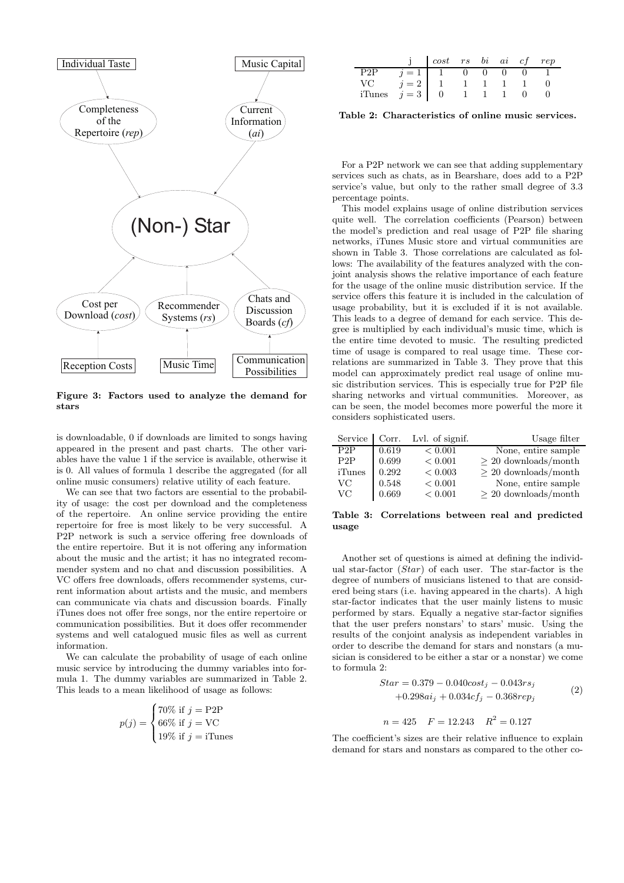Figure 3: Factors used to analyze the demand for stars

is downloadable, 0 if downloads are limited to songs having appeared in the present and past charts. The other variables have the value 1 if the service is available, otherwise it is 0. All values of formula 1 describe the aggregated (for all online music consumers) relative utility of each feature.

We can see that two factors are essential to the probability of usage: the cost per download and the completeness of the repertoire. An online service providing the entire repertoire for free is most likely to be very successful. A P2P network is such a service offering free downloads of the entire repertoire. But it is not offering any information about the music and the artist; it has no integrated recommender system and no chat and discussion possibilities. A VC offers free downloads, offers recommender systems, current information about artists and the music, and members can communicate via chats and discussion boards. Finally iTunes does not offer free songs, nor the entire repertoire or communication possibilities. But it does offer recommender systems and well catalogued music files as well as current information.

We can calculate the probability of usage of each online music service by introducing the dummy variables into formula 1. The dummy variables are summarized in Table 2. This leads to a mean likelihood of usage as follows:

$$p(j) = \begin{cases} 70\% \text{ if } j = \text{P2P} \\ 66\% \text{ if } j = \text{VC} \\ 19\% \text{ if } j = \text{iTunes} \end{cases}$$

| | j | $cost$ | $rs$ | $bi$ | $ai$ | $cf$ | $rep$ |
|---|---|---|---|---|---|---|---|
| P2P | $j=1$ | 1 | 0 | 0 | 0 | 0 | 1 |
| VC | $j=2$ | 1 | 1 | 1 | 1 | 1 | 0 |
| iTunes | $j=3$ | 0 | 1 | 1 | 1 | 0 | 0 |

**Table 2: Characteristics of online music services.**

For a P2P network we can see that adding supplementary services such as chats, as in Bearshare, does add to a P2P service's value, but only to the rather small degree of 3.3 percentage points.

This model explains usage of online distribution services quite well. The correlation coefficients (Pearson) between the model's prediction and real usage of P2P file sharing networks, iTunes Music store and virtual communities are shown in Table 3. Those correlations are calculated as follows: The availability of the features analyzed with the conjoint analysis shows the relative importance of each feature for the usage of the online music distribution service. If the service offers this feature it is included in the calculation of usage probability, but it is excluded if it is not available. This leads to a degree of demand for each service. This degree is multiplied by each individual's music time, which is the entire time devoted to music. The resulting predicted time of usage is compared to real usage time. These correlations are summarized in Table 3. They prove that this model can approximately predict real usage of online music distribution services. This is especially true for P2P file sharing networks and virtual communities. Moreover, as can be seen, the model becomes more powerful the more it considers sophisticated users.

| Service | Corr. | Lvl. of signif. | Usage filter |
|---|---|---|---|
| P2P | 0.619 | $< 0.001$ | None, entire sample |
| P2P | 0.699 | $< 0.001$ | $\geq 20$ downloads/month |
| iTunes | 0.292 | $< 0.003$ | $\geq 20$ downloads/month |
| VC | 0.548 | $< 0.001$ | None, entire sample |
| VC | 0.669 | $< 0.001$ | $\geq 20$ downloads/month |

**Table 3: Correlations between real and predicted usage**

Another set of questions is aimed at defining the individual star-factor ($Star$) of each user. The star-factor is the degree of numbers of musicians listened to that are considered being stars (i.e. having appeared in the charts). A high star-factor indicates that the user mainly listens to music performed by stars. Equally a negative star-factor signifies that the user prefers nonstars' to stars' music. Using the results of the conjoint analysis as independent variables in order to describe the demand for stars and nonstars (a musician is considered to be either a star or a nonstar) we come to formula 2:

$$\begin{aligned} Star = 0.379 - 0.040cost_j - 0.043rs_j \\ +0.298ai_j + 0.034cf_j - 0.368rep_j \end{aligned} \quad (2)$$

$$n = 425 \quad F = 12.243 \quad R^2 = 0.127$$

The coefficient's sizes are their relative influence to explain demand for stars and nonstars as compared to the other co-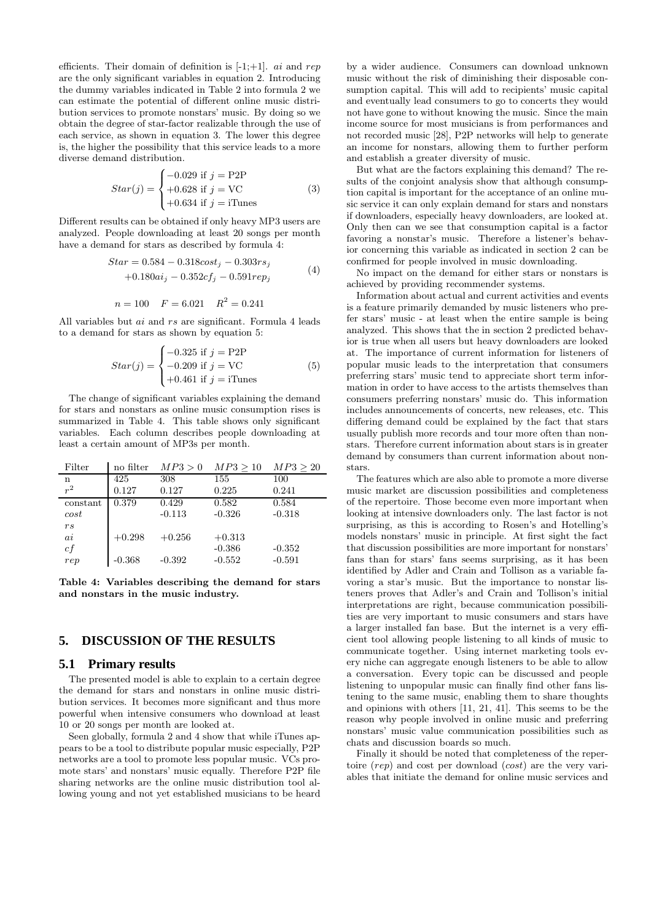efficients. Their domain of definition is [-1;+1]. *ai* and *rep* are the only significant variables in equation 2. Introducing the dummy variables indicated in Table 2 into formula 2 we can estimate the potential of different online music distribution services to promote nonstars' music. By doing so we obtain the degree of star-factor realizable through the use of each service, as shown in equation 3. The lower this degree is, the higher the possibility that this service leads to a more diverse demand distribution.

$$Star(j) = \begin{cases} -0.029 \text{ if } j = \text{P2P} \\ +0.628 \text{ if } j = \text{VC} \\ +0.634 \text{ if } j = \text{iTunes} \end{cases} \quad (3)$$

Different results can be obtained if only heavy MP3 users are analyzed. People downloading at least 20 songs per month have a demand for stars as described by formula 4:

$$\begin{aligned} Star = 0.584 - 0.318cost_j - 0.303rs_j \\ +0.180ai_j - 0.352cf_j - 0.591rep_j \end{aligned} \quad (4)$$

$$n = 100 \quad F = 6.021 \quad R^2 = 0.241$$

All variables but *ai* and *rs* are significant. Formula 4 leads to a demand for stars as shown by equation 5:

$$Star(j) = \begin{cases} -0.325 \text{ if } j = \text{P2P} \\ -0.209 \text{ if } j = \text{VC} \\ +0.461 \text{ if } j = \text{iTunes} \end{cases} \quad (5)$$

The change of significant variables explaining the demand for stars and nonstars as online music consumption rises is summarized in Table 4. This table shows only significant variables. Each column describes people downloading at least a certain amount of MP3s per month.

| Filter | no filter | $MP3 > 0$ | $MP3 \geq 10$ | $MP3 \geq 20$ |
|---|---|---|---|---|
| n | 425 | 308 | 155 | 100 |
| $r^2$ | 0.127 | 0.127 | 0.225 | 0.241 |
| constant | 0.379 | 0.429 | 0.582 | 0.584 |
| $cost$ | | -0.113 | -0.326 | -0.318 |
| $rs$ | | | | |
| $ai$ | +0.298 | +0.256 | +0.313 | |
| $cf$ | | | -0.386 | -0.352 |
| $rep$ | -0.368 | -0.392 | -0.552 | -0.591 |

**Table 4: Variables describing the demand for stars and nonstars in the music industry.**

## 5. DISCUSSION OF THE RESULTS

### 5.1 Primary results

The presented model is able to explain to a certain degree the demand for stars and nonstars in online music distribution services. It becomes more significant and thus more powerful when intensive consumers who download at least 10 or 20 songs per month are looked at.

Seen globally, formula 2 and 4 show that while iTunes appears to be a tool to distribute popular music especially, P2P networks are a tool to promote less popular music. VCs promote stars' and nonstars' music equally. Therefore P2P file sharing networks are the online music distribution tool allowing young and not yet established musicians to be heard by a wider audience. Consumers can download unknown music without the risk of diminishing their disposable consumption capital. This will add to recipients' music capital and eventually lead consumers to go to concerts they would not have gone to without knowing the music. Since the main income source for most musicians is from performances and not recorded music [28], P2P networks will help to generate an income for nonstars, allowing them to further perform and establish a greater diversity of music.

But what are the factors explaining this demand? The results of the conjoint analysis show that although consumption capital is important for the acceptance of an online music service it can only explain demand for stars and nonstars if downloaders, especially heavy downloaders, are looked at. Only then can we see that consumption capital is a factor favoring a nonstar's music. Therefore a listener's behavior concerning this variable as indicated in section 2 can be confirmed for people involved in music downloading.

No impact on the demand for either stars or nonstars is achieved by providing recommender systems.

Information about actual and current activities and events is a feature primarily demanded by music listeners who prefer stars' music - at least when the entire sample is being analyzed. This shows that the in section 2 predicted behavior is true when all users but heavy downloaders are looked at. The importance of current information for listeners of popular music leads to the interpretation that consumers preferring stars' music tend to appreciate short term information in order to have access to the artists themselves than consumers preferring nonstars' music do. This information includes announcements of concerts, new releases, etc. This differing demand could be explained by the fact that stars usually publish more records and tour more often than nonstars. Therefore current information about stars is in greater demand by consumers than current information about nonstars.

The features which are also able to promote a more diverse music market are discussion possibilities and completeness of the repertoire. Those become even more important when looking at intensive downloaders only. The last factor is not surprising, as this is according to Rosen's and Hotelling's models nonstars' music in principle. At first sight the fact that discussion possibilities are more important for nonstars' fans than for stars' fans seems surprising, as it has been identified by Adler and Crain and Tollison as a variable favoring a star's music. But the importance to nonstar listeners proves that Adler's and Crain and Tollison's initial interpretations are right, because communication possibilities are very important to music consumers and stars have a larger installed fan base. But the internet is a very efficient tool allowing people listening to all kinds of music to communicate together. Using internet marketing tools every niche can aggregate enough listeners to be able to allow a conversation. Every topic can be discussed and people listening to unpopular music can finally find other fans listening to the same music, enabling them to share thoughts and opinions with others [11, 21, 41]. This seems to be the reason why people involved in online music and preferring nonstars' music value communication possibilities such as chats and discussion boards so much.

Finally it should be noted that completeness of the repertoire (*rep*) and cost per download (*cost*) are the very variables that initiate the demand for online music services and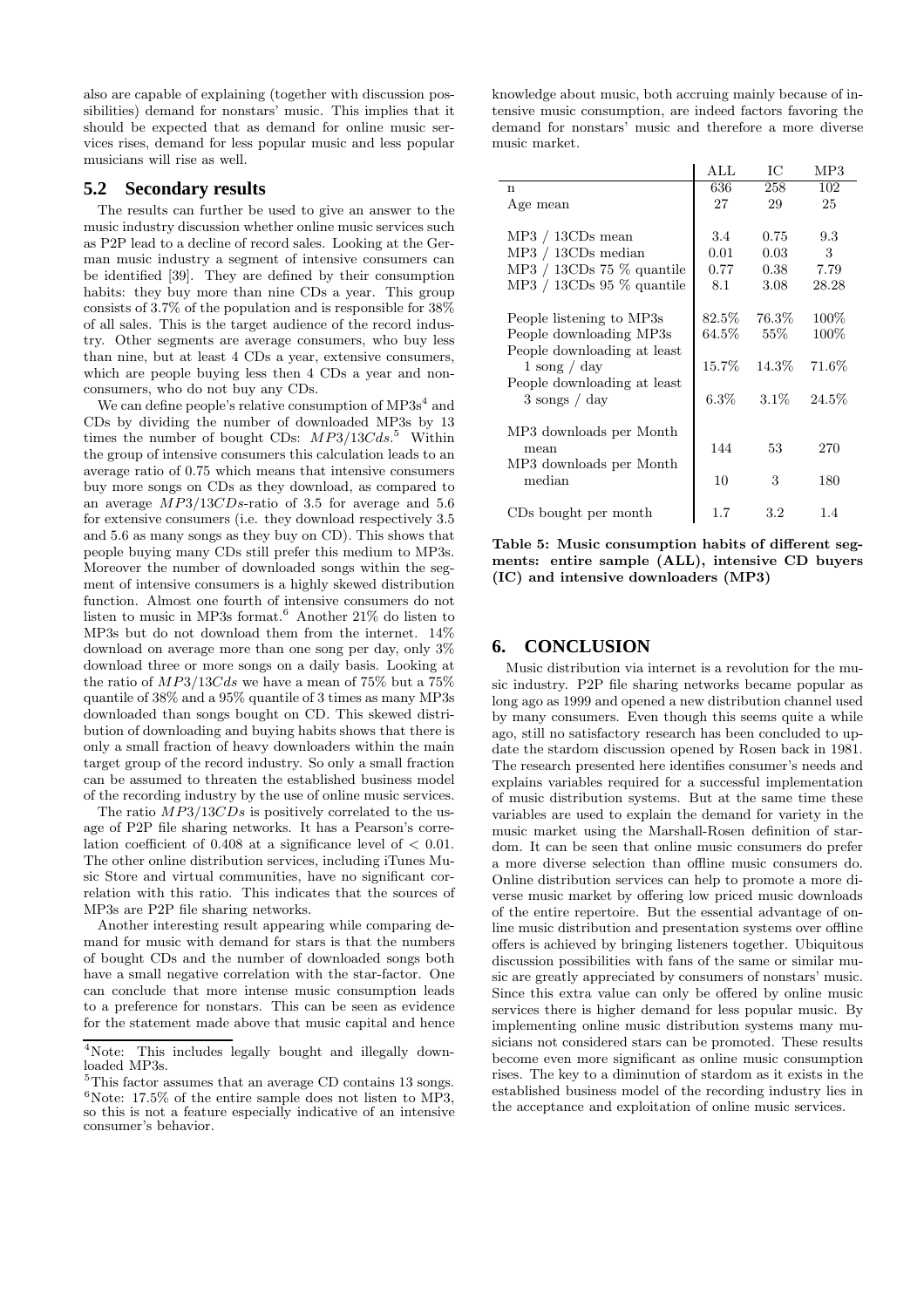also are capable of explaining (together with discussion possibilities) demand for nonstars' music. This implies that it should be expected that as demand for online music services rises, demand for less popular music and less popular musicians will rise as well.

## 5.2 Secondary results

The results can further be used to give an answer to the music industry discussion whether online music services such as P2P lead to a decline of record sales. Looking at the German music industry a segment of intensive consumers can be identified [39]. They are defined by their consumption habits: they buy more than nine CDs a year. This group consists of 3.7% of the population and is responsible for 38% of all sales. This is the target audience of the record industry. Other segments are average consumers, who buy less than nine, but at least 4 CDs a year, extensive consumers, which are people buying less then 4 CDs a year and non-consumers, who do not buy any CDs.

We can define people's relative consumption of MP3s[4] and CDs by dividing the number of downloaded MP3s by 13 times the number of bought CDs: $MP3/13Cds$.[5] Within the group of intensive consumers this calculation leads to an average ratio of 0.75 which means that intensive consumers buy more songs on CDs as they download, as compared to an average $MP3/13CDs$-ratio of 3.5 for average and 5.6 for extensive consumers (i.e. they download respectively 3.5 and 5.6 as many songs as they buy on CD). This shows that people buying many CDs still prefer this medium to MP3s. Moreover the number of downloaded songs within the segment of intensive consumers is a highly skewed distribution function. Almost one fourth of intensive consumers do not listen to music in MP3s format.[6] Another 21% do listen to MP3s but do not download them from the internet. 14% download on average more than one song per day, only 3% download three or more songs on a daily basis. Looking at the ratio of $MP3/13Cds$ we have a mean of 75% but a 75% quantile of 38% and a 95% quantile of 3 times as many MP3s downloaded than songs bought on CD. This skewed distribution of downloading and buying habits shows that there is only a small fraction of heavy downloaders within the main target group of the record industry. So only a small fraction can be assumed to threaten the established business model of the recording industry by the use of online music services.

The ratio $MP3/13CDs$ is positively correlated to the usage of P2P file sharing networks. It has a Pearson's correlation coefficient of 0.408 at a significance level of $< 0.01$. The other online distribution services, including iTunes Music Store and virtual communities, have no significant correlation with this ratio. This indicates that the sources of MP3s are P2P file sharing networks.

Another interesting result appearing while comparing demand for music with demand for stars is that the numbers of bought CDs and the number of downloaded songs both have a small negative correlation with the star-factor. One can conclude that more intense music consumption leads to a preference for nonstars. This can be seen as evidence for the statement made above that music capital and hence knowledge about music, both accruing mainly because of intensive music consumption, are indeed factors favoring the demand for nonstars' music and therefore a more diverse music market.

| | ALL | IC | MP3 |
|---|---|---|---|
| n | 636 | 258 | 102 |
| Age mean | 27 | 29 | 25 |
| MP3 / 13CDs mean | 3.4 | 0.75 | 9.3 |
| MP3 / 13CDs median | 0.01 | 0.03 | 3 |
| MP3 / 13CDs 75 % quantile | 0.77 | 0.38 | 7.79 |
| MP3 / 13CDs 95 % quantile | 8.1 | 3.08 | 28.28 |
| People listening to MP3s | 82.5% | 76.3% | 100% |
| People downloading MP3s | 64.5% | 55% | 100% |
| People downloading at least 1 song / day | 15.7% | 14.3% | 71.6% |
| People downloading at least 3 songs / day | 6.3% | 3.1% | 24.5% |
| MP3 downloads per Month mean | 144 | 53 | 270 |
| MP3 downloads per Month median | 10 | 3 | 180 |
| CDs bought per month | 1.7 | 3.2 | 1.4 |

**Table 5: Music consumption habits of different segments: entire sample (ALL), intensive CD buyers (IC) and intensive downloaders (MP3)**

# 6. CONCLUSION

Music distribution via internet is a revolution for the music industry. P2P file sharing networks became popular as long ago as 1999 and opened a new distribution channel used by many consumers. Even though this seems quite a while ago, still no satisfactory research has been concluded to update the stardom discussion opened by Rosen back in 1981. The research presented here identifies consumer's needs and explains variables required for a successful implementation of music distribution systems. But at the same time these variables are used to explain the demand for variety in the music market using the Marshall-Rosen definition of stardom. It can be seen that online music consumers do prefer a more diverse selection than offline music consumers do. Online distribution services can help to promote a more diverse music market by offering low priced music downloads of the entire repertoire. But the essential advantage of online music distribution and presentation systems over offline offers is achieved by bringing listeners together. Ubiquitous discussion possibilities with fans of the same or similar music are greatly appreciated by consumers of nonstars' music. Since this extra value can only be offered by online music services there is higher demand for less popular music. By implementing online music distribution systems many musicians not considered stars can be promoted. These results become even more significant as online music consumption rises. The key to a diminution of stardom as it exists in the established business model of the recording industry lies in the acceptance and exploitation of online music services.

---

[4] Note: This includes legally bought and illegally downloaded MP3s.

[5] This factor assumes that an average CD contains 13 songs.

[6] Note: 17.5% of the entire sample does not listen to MP3, so this is not a feature especially indicative of an intensive consumer's behavior.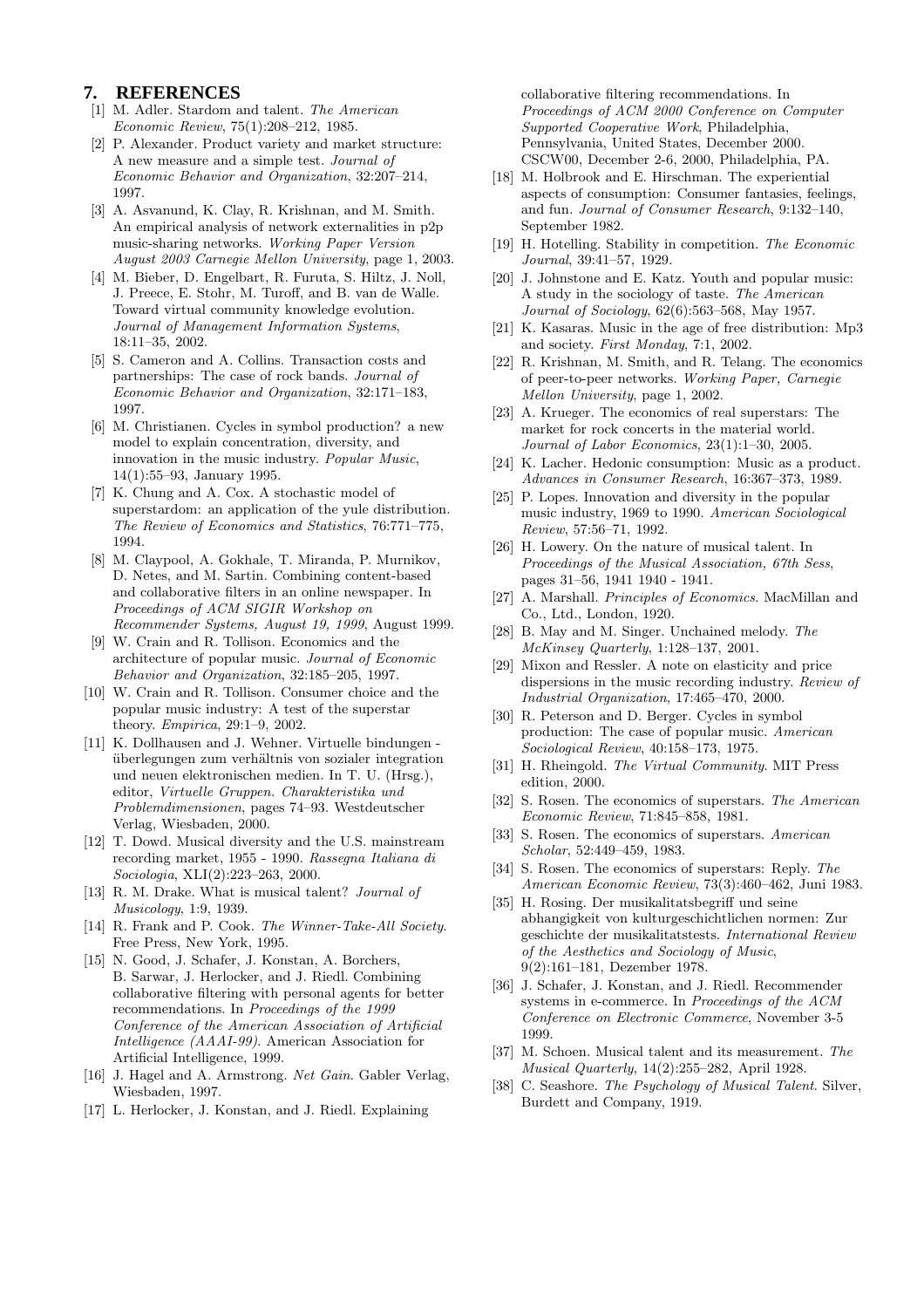## 7. REFERENCES

[1] M. Adler. Stardom and talent. *The American Economic Review*, 75(1):208–212, 1985.

[2] P. Alexander. Product variety and market structure: A new measure and a simple test. *Journal of Economic Behavior and Organization*, 32:207–214, 1997.

[3] A. Asvanund, K. Clay, R. Krishnan, and M. Smith. An empirical analysis of network externalities in p2p music-sharing networks. *Working Paper Version August 2003 Carnegie Mellon University*, page 1, 2003.

[4] M. Bieber, D. Engelbart, R. Furuta, S. Hiltz, J. Noll, J. Preece, E. Stohr, M. Turoff, and B. van de Walle. Toward virtual community knowledge evolution. *Journal of Management Information Systems*, 18:11–35, 2002.

[5] S. Cameron and A. Collins. Transaction costs and partnerships: The case of rock bands. *Journal of Economic Behavior and Organization*, 32:171–183, 1997.

[6] M. Christianen. Cycles in symbol production? a new model to explain concentration, diversity, and innovation in the music industry. *Popular Music*, 14(1):55–93, January 1995.

[7] K. Chung and A. Cox. A stochastic model of superstardom: an application of the yule distribution. *The Review of Economics and Statistics*, 76:771–775, 1994.

[8] M. Claypool, A. Gokhale, T. Miranda, P. Murnikov, D. Netes, and M. Sartin. Combining content-based and collaborative filters in an online newspaper. In *Proceedings of ACM SIGIR Workshop on Recommender Systems, August 19, 1999*, August 1999.

[9] W. Crain and R. Tollison. Economics and the architecture of popular music. *Journal of Economic Behavior and Organization*, 32:185–205, 1997.

[10] W. Crain and R. Tollison. Consumer choice and the popular music industry: A test of the superstar theory. *Empirica*, 29:1–9, 2002.

[11] K. Dollhausen and J. Wehner. Virtuelle bindungen - überlegungen zum verhältnis von sozialer integration und neuen elektronischen medien. In T. U. (Hrsg.), editor, *Virtuelle Gruppen. Charakteristika und Problemdimensionen*, pages 74–93. Westdeutscher Verlag, Wiesbaden, 2000.

[12] T. Dowd. Musical diversity and the U.S. mainstream recording market, 1955 - 1990. *Rassegna Italiana di Sociologia*, XLI(2):223–263, 2000.

[13] R. M. Drake. What is musical talent? *Journal of Musicology*, 1:9, 1939.

[14] R. Frank and P. Cook. *The Winner-Take-All Society*. Free Press, New York, 1995.

[15] N. Good, J. Schafer, J. Konstan, A. Borchers, B. Sarwar, J. Herlocker, and J. Riedl. Combining collaborative filtering with personal agents for better recommendations. In *Proceedings of the 1999 Conference of the American Association of Artificial Intelligence (AAAI-99)*. American Association for Artificial Intelligence, 1999.

[16] J. Hagel and A. Armstrong. *Net Gain*. Gabler Verlag, Wiesbaden, 1997.

[17] L. Herlocker, J. Konstan, and J. Riedl. Explaining collaborative filtering recommendations. In *Proceedings of ACM 2000 Conference on Computer Supported Cooperative Work*, Philadelphia, Pennsylvania, United States, December 2000. CSCW00, December 2-6, 2000, Philadelphia, PA.

[18] M. Holbrook and E. Hirschman. The experiential aspects of consumption: Consumer fantasies, feelings, and fun. *Journal of Consumer Research*, 9:132–140, September 1982.

[19] H. Hotelling. Stability in competition. *The Economic Journal*, 39:41–57, 1929.

[20] J. Johnstone and E. Katz. Youth and popular music: A study in the sociology of taste. *The American Journal of Sociology*, 62(6):563–568, May 1957.

[21] K. Kasaras. Music in the age of free distribution: Mp3 and society. *First Monday*, 7:1, 2002.

[22] R. Krishnan, M. Smith, and R. Telang. The economics of peer-to-peer networks. *Working Paper, Carnegie Mellon University*, page 1, 2002.

[23] A. Krueger. The economics of real superstars: The market for rock concerts in the material world. *Journal of Labor Economics*, 23(1):1–30, 2005.

[24] K. Lacher. Hedonic consumption: Music as a product. *Advances in Consumer Research*, 16:367–373, 1989.

[25] P. Lopes. Innovation and diversity in the popular music industry, 1969 to 1990. *American Sociological Review*, 57:56–71, 1992.

[26] H. Lowery. On the nature of musical talent. In *Proceedings of the Musical Association, 67th Sess*, pages 31–56, 1941 1940 - 1941.

[27] A. Marshall. *Principles of Economics*. MacMillan and Co., Ltd., London, 1920.

[28] B. May and M. Singer. Unchained melody. *The McKinsey Quarterly*, 1:128–137, 2001.

[29] Mixon and Ressler. A note on elasticity and price dispersions in the music recording industry. *Review of Industrial Organization*, 17:465–470, 2000.

[30] R. Peterson and D. Berger. Cycles in symbol production: The case of popular music. *American Sociological Review*, 40:158–173, 1975.

[31] H. Rheingold. *The Virtual Community*. MIT Press edition, 2000.

[32] S. Rosen. The economics of superstars. *The American Economic Review*, 71:845–858, 1981.

[33] S. Rosen. The economics of superstars. *American Scholar*, 52:449–459, 1983.

[34] S. Rosen. The economics of superstars: Reply. *The American Economic Review*, 73(3):460–462, Juni 1983.

[35] H. Rosing. Der musikalitatsbegriff und seine abhangigkeit von kulturgeschichtlichen normen: Zur geschichte der musikalitatstests. *International Review of the Aesthetics and Sociology of Music*, 9(2):161–181, Dezember 1978.

[36] J. Schafer, J. Konstan, and J. Riedl. Recommender systems in e-commerce. In *Proceedings of the ACM Conference on Electronic Commerce*, November 3-5 1999.

[37] M. Schoen. Musical talent and its measurement. *The Musical Quarterly*, 14(2):255–282, April 1928.

[38] C. Seashore. *The Psychology of Musical Talent*. Silver, Burdett and Company, 1919.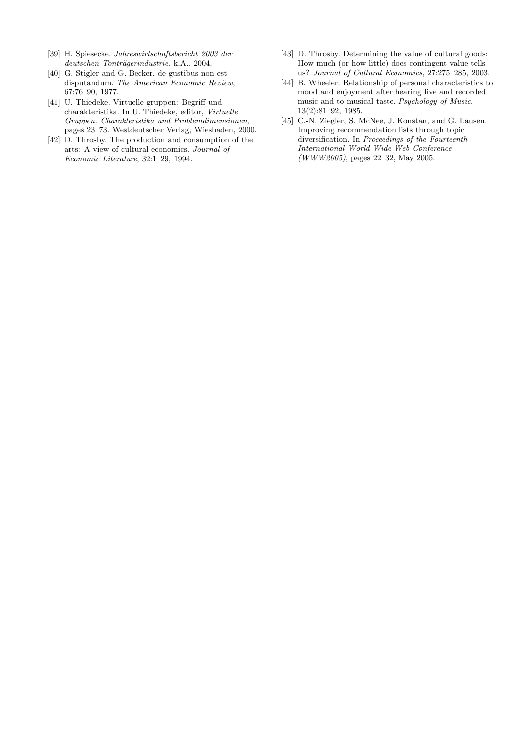[39] H. Spiesecke. *Jahreswirtschaftsbericht 2003 der deutschen Tonträgerindustrie.* k.A., 2004.

[40] G. Stigler and G. Becker. de gustibus non est disputandum. *The American Economic Review*, 67:76–90, 1977.

[41] U. Thiedeke. Virtuelle gruppen: Begriff und charakteristika. In U. Thiedeke, editor, *Virtuelle Gruppen. Charakteristika und Problemdimensionen*, pages 23–73. Westdeutscher Verlag, Wiesbaden, 2000.

[42] D. Throsby. The production and consumption of the arts: A view of cultural economics. *Journal of Economic Literature*, 32:1–29, 1994.

[43] D. Throsby. Determining the value of cultural goods: How much (or how little) does contingent value tells us? *Journal of Cultural Economics*, 27:275–285, 2003.

[44] B. Wheeler. Relationship of personal characteristics to mood and enjoyment after hearing live and recorded music and to musical taste. *Psychology of Music*, 13(2):81–92, 1985.

[45] C.-N. Ziegler, S. McNee, J. Konstan, and G. Lausen. Improving recommendation lists through topic diversification. In *Proceedings of the Fourteenth International World Wide Web Conference (WWW2005)*, pages 22–32, May 2005.